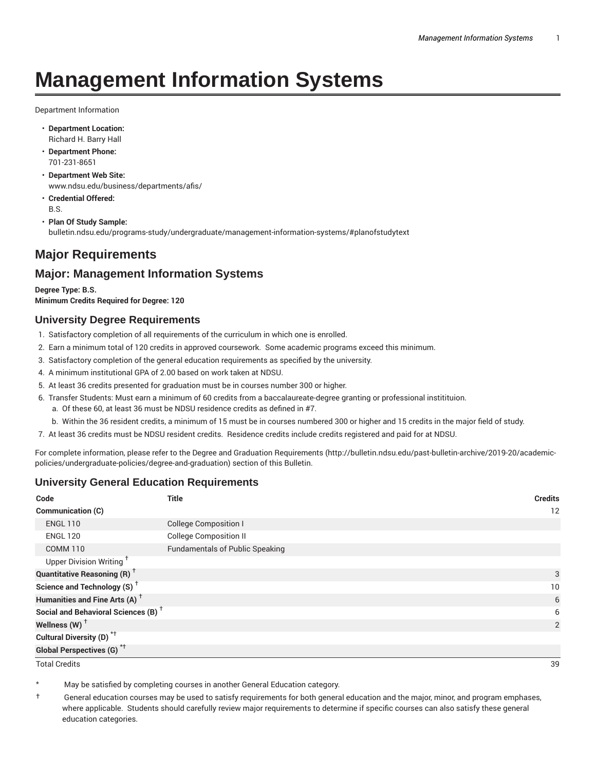# Management Information Systems

Department Information

- **Department Location:**
  Richard H. Barry Hall
- **Department Phone:**
  701-231-8651
- **Department Web Site:**
  www.ndsu.edu/business/departments/afis/
- **Credential Offered:**
  B.S.
- **Plan Of Study Sample:**
  bulletin.ndsu.edu/programs-study/undergraduate/management-information-systems/#planofstudytext

## Major Requirements

## Major: Management Information Systems

**Degree Type: B.S.**
**Minimum Credits Required for Degree: 120**

### University Degree Requirements

1. Satisfactory completion of all requirements of the curriculum in which one is enrolled.
2. Earn a minimum total of 120 credits in approved coursework. Some academic programs exceed this minimum.
3. Satisfactory completion of the general education requirements as specified by the university.
4. A minimum institutional GPA of 2.00 based on work taken at NDSU.
5. At least 36 credits presented for graduation must be in courses number 300 or higher.
6. Transfer Students: Must earn a minimum of 60 credits from a baccalaureate-degree granting or professional instititutuion.
   a. Of these 60, at least 36 must be NDSU residence credits as defined in #7.
   b. Within the 36 resident credits, a minimum of 15 must be in courses numbered 300 or higher and 15 credits in the major field of study.
7. At least 36 credits must be NDSU resident credits. Residence credits include credits registered and paid for at NDSU.

For complete information, please refer to the Degree and Graduation Requirements (http://bulletin.ndsu.edu/past-bulletin-archive/2019-20/academic-policies/undergraduate-policies/degree-and-graduation) section of this Bulletin.

### University General Education Requirements

| Code | Title | Credits |
|---|---|---|
| **Communication (C)** | | 12 |
| ENGL 110 | College Composition I | |
| ENGL 120 | College Composition II | |
| COMM 110 | Fundamentals of Public Speaking | |
| Upper Division Writing † | | |
| **Quantitative Reasoning (R)** † | | 3 |
| **Science and Technology (S)** † | | 10 |
| **Humanities and Fine Arts (A)** † | | 6 |
| **Social and Behavioral Sciences (B)** † | | 6 |
| **Wellness (W)** † | | 2 |
| **Cultural Diversity (D)** *† | | |
| **Global Perspectives (G)** *† | | |
| Total Credits | | 39 |

\* May be satisfied by completing courses in another General Education category.

† General education courses may be used to satisfy requirements for both general education and the major, minor, and program emphases, where applicable. Students should carefully review major requirements to determine if specific courses can also satisfy these general education categories.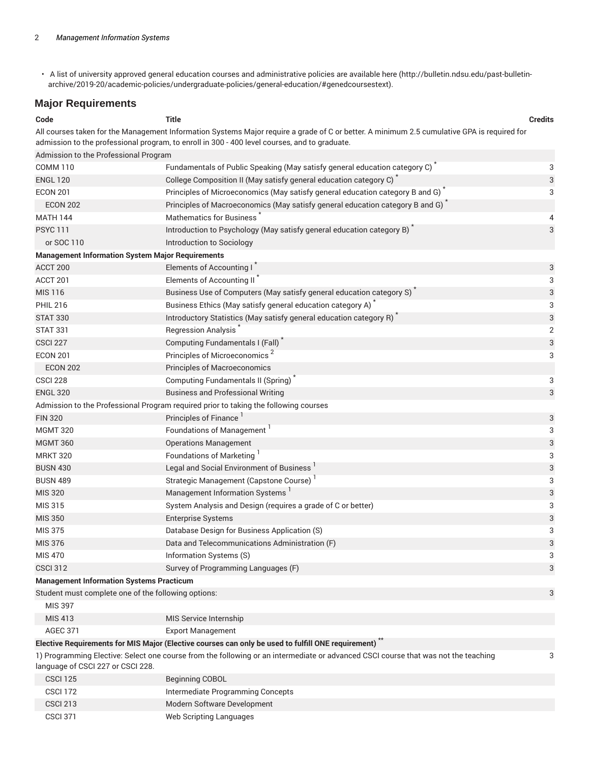- A list of university approved general education courses and administrative policies are available here (http://bulletin.ndsu.edu/past-bulletin-archive/2019-20/academic-policies/undergraduate-policies/general-education/#genedcoursestext).

## Major Requirements

| Code | Title | Credits |
|---|---|---|
| All courses taken for the Management Information Systems Major require a grade of C or better. A minimum 2.5 cumulative GPA is required for admission to the professional program, to enroll in 300 - 400 level courses, and to graduate. | | |
| Admission to the Professional Program | | |
| COMM 110 | Fundamentals of Public Speaking (May satisfy general education category C) * | 3 |
| ENGL 120 | College Composition II (May satisfy general education category C) * | 3 |
| ECON 201 | Principles of Microeconomics (May satisfy general education category B and G) * | 3 |
| ECON 202 | Principles of Macroeconomics (May satisfy general education category B and G) * | |
| MATH 144 | Mathematics for Business * | 4 |
| PSYC 111 | Introduction to Psychology (May satisfy general education category B) * | 3 |
| or SOC 110 | Introduction to Sociology | |
| **Management Information System Major Requirements** | | |
| ACCT 200 | Elements of Accounting I * | 3 |
| ACCT 201 | Elements of Accounting II * | 3 |
| MIS 116 | Business Use of Computers (May satisfy general education category S) * | 3 |
| PHIL 216 | Business Ethics (May satisfy general education category A) * | 3 |
| STAT 330 | Introductory Statistics (May satisfy general education category R) * | 3 |
| STAT 331 | Regression Analysis * | 2 |
| CSCI 227 | Computing Fundamentals I (Fall) * | 3 |
| ECON 201 | Principles of Microeconomics [2] | 3 |
| ECON 202 | Principles of Macroeconomics | |
| CSCI 228 | Computing Fundamentals II (Spring) * | 3 |
| ENGL 320 | Business and Professional Writing | 3 |
| Admission to the Professional Program required prior to taking the following courses | | |
| FIN 320 | Principles of Finance [1] | 3 |
| MGMT 320 | Foundations of Management [1] | 3 |
| MGMT 360 | Operations Management | 3 |
| MRKT 320 | Foundations of Marketing [1] | 3 |
| BUSN 430 | Legal and Social Environment of Business [1] | 3 |
| BUSN 489 | Strategic Management (Capstone Course) [1] | 3 |
| MIS 320 | Management Information Systems [1] | 3 |
| MIS 315 | System Analysis and Design (requires a grade of C or better) | 3 |
| MIS 350 | Enterprise Systems | 3 |
| MIS 375 | Database Design for Business Application (S) | 3 |
| MIS 376 | Data and Telecommunications Administration (F) | 3 |
| MIS 470 | Information Systems (S) | 3 |
| CSCI 312 | Survey of Programming Languages (F) | 3 |
| **Management Information Systems Practicum** | | |
| Student must complete one of the following options: | | 3 |
| MIS 397 | | |
| MIS 413 | MIS Service Internship | |
| AGEC 371 | Export Management | |
| **Elective Requirements for MIS Major (Elective courses can only be used to fulfill ONE requirement) \*\*** | | |
| 1) Programming Elective: Select one course from the following or an intermediate or advanced CSCI course that was not the teaching language of CSCI 227 or CSCI 228. | | 3 |
| CSCI 125 | Beginning COBOL | |
| CSCI 172 | Intermediate Programming Concepts | |
| CSCI 213 | Modern Software Development | |
| CSCI 371 | Web Scripting Languages | |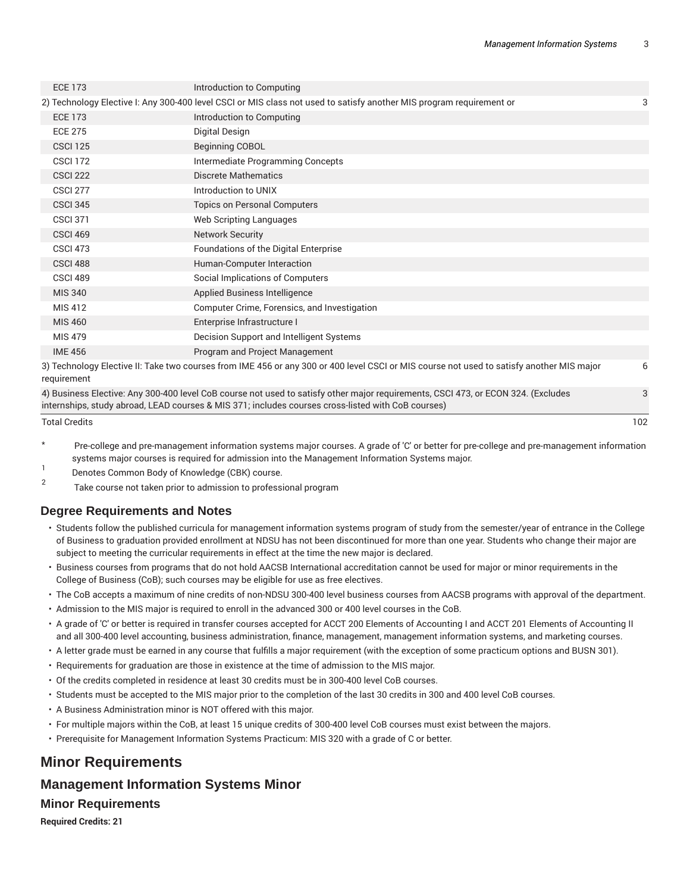| | | |
|---|---|---|
| ECE 173 | Introduction to Computing | |
| 2) Technology Elective I: Any 300-400 level CSCI or MIS class not used to satisfy another MIS program requirement or | | 3 |
| ECE 173 | Introduction to Computing | |
| ECE 275 | Digital Design | |
| CSCI 125 | Beginning COBOL | |
| CSCI 172 | Intermediate Programming Concepts | |
| CSCI 222 | Discrete Mathematics | |
| CSCI 277 | Introduction to UNIX | |
| CSCI 345 | Topics on Personal Computers | |
| CSCI 371 | Web Scripting Languages | |
| CSCI 469 | Network Security | |
| CSCI 473 | Foundations of the Digital Enterprise | |
| CSCI 488 | Human-Computer Interaction | |
| CSCI 489 | Social Implications of Computers | |
| MIS 340 | Applied Business Intelligence | |
| MIS 412 | Computer Crime, Forensics, and Investigation | |
| MIS 460 | Enterprise Infrastructure I | |
| MIS 479 | Decision Support and Intelligent Systems | |
| IME 456 | Program and Project Management | |
| 3) Technology Elective II: Take two courses from IME 456 or any 300 or 400 level CSCI or MIS course not used to satisfy another MIS major requirement | | 6 |
| 4) Business Elective: Any 300-400 level CoB course not used to satisfy other major requirements, CSCI 473, or ECON 324. (Excludes internships, study abroad, LEAD courses & MIS 371; includes courses cross-listed with CoB courses) | | 3 |
| Total Credits | | 102 |

\* Pre-college and pre-management information systems major courses. A grade of 'C' or better for pre-college and pre-management information systems major courses is required for admission into the Management Information Systems major.

1 Denotes Common Body of Knowledge (CBK) course.

2 Take course not taken prior to admission to professional program

## Degree Requirements and Notes

- Students follow the published curricula for management information systems program of study from the semester/year of entrance in the College of Business to graduation provided enrollment at NDSU has not been discontinued for more than one year. Students who change their major are subject to meeting the curricular requirements in effect at the time the new major is declared.
- Business courses from programs that do not hold AACSB International accreditation cannot be used for major or minor requirements in the College of Business (CoB); such courses may be eligible for use as free electives.
- The CoB accepts a maximum of nine credits of non-NDSU 300-400 level business courses from AACSB programs with approval of the department.
- Admission to the MIS major is required to enroll in the advanced 300 or 400 level courses in the CoB.
- A grade of 'C' or better is required in transfer courses accepted for ACCT 200 Elements of Accounting I and ACCT 201 Elements of Accounting II and all 300-400 level accounting, business administration, finance, management, management information systems, and marketing courses.
- A letter grade must be earned in any course that fulfills a major requirement (with the exception of some practicum options and BUSN 301).
- Requirements for graduation are those in existence at the time of admission to the MIS major.
- Of the credits completed in residence at least 30 credits must be in 300-400 level CoB courses.
- Students must be accepted to the MIS major prior to the completion of the last 30 credits in 300 and 400 level CoB courses.
- A Business Administration minor is NOT offered with this major.
- For multiple majors within the CoB, at least 15 unique credits of 300-400 level CoB courses must exist between the majors.
- Prerequisite for Management Information Systems Practicum: MIS 320 with a grade of C or better.

# Minor Requirements

## Management Information Systems Minor

### Minor Requirements

**Required Credits: 21**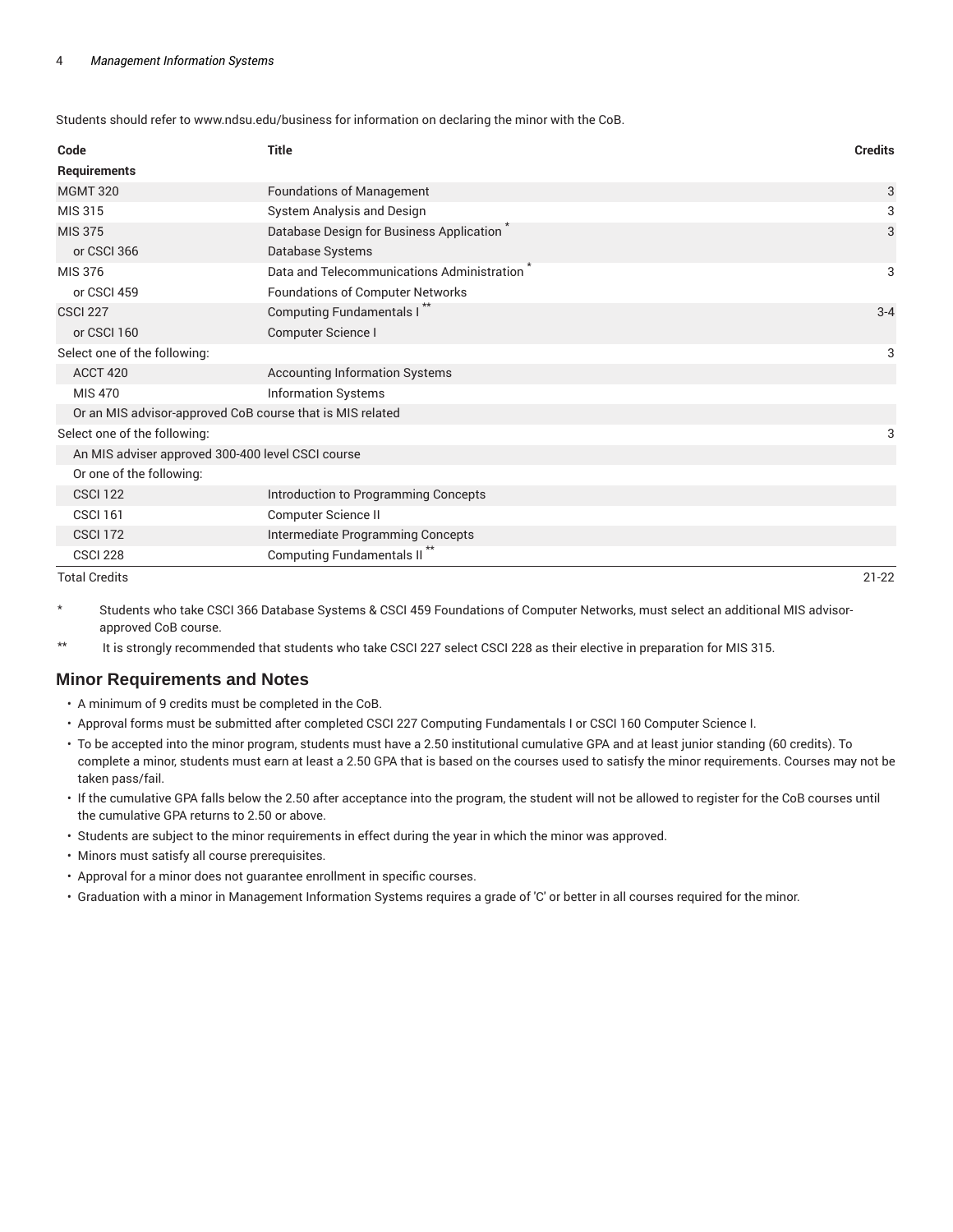Students should refer to www.ndsu.edu/business for information on declaring the minor with the CoB.

| Code | Title | Credits |
|---|---|---|
| **Requirements** | | |
| MGMT 320 | Foundations of Management | 3 |
| MIS 315 | System Analysis and Design | 3 |
| MIS 375 | Database Design for Business Application * | 3 |
| or CSCI 366 | Database Systems | |
| MIS 376 | Data and Telecommunications Administration * | 3 |
| or CSCI 459 | Foundations of Computer Networks | |
| CSCI 227 | Computing Fundamentals I ** | 3-4 |
| or CSCI 160 | Computer Science I | |
| Select one of the following: | | 3 |
| ACCT 420 | Accounting Information Systems | |
| MIS 470 | Information Systems | |
| Or an MIS advisor-approved CoB course that is MIS related | | |
| Select one of the following: | | 3 |
| An MIS adviser approved 300-400 level CSCI course | | |
| Or one of the following: | | |
| CSCI 122 | Introduction to Programming Concepts | |
| CSCI 161 | Computer Science II | |
| CSCI 172 | Intermediate Programming Concepts | |
| CSCI 228 | Computing Fundamentals II ** | |
| Total Credits | | 21-22 |

\* Students who take CSCI 366 Database Systems & CSCI 459 Foundations of Computer Networks, must select an additional MIS advisor-approved CoB course.

\*\* It is strongly recommended that students who take CSCI 227 select CSCI 228 as their elective in preparation for MIS 315.

## Minor Requirements and Notes

- A minimum of 9 credits must be completed in the CoB.
- Approval forms must be submitted after completed CSCI 227 Computing Fundamentals I or CSCI 160 Computer Science I.
- To be accepted into the minor program, students must have a 2.50 institutional cumulative GPA and at least junior standing (60 credits). To complete a minor, students must earn at least a 2.50 GPA that is based on the courses used to satisfy the minor requirements. Courses may not be taken pass/fail.
- If the cumulative GPA falls below the 2.50 after acceptance into the program, the student will not be allowed to register for the CoB courses until the cumulative GPA returns to 2.50 or above.
- Students are subject to the minor requirements in effect during the year in which the minor was approved.
- Minors must satisfy all course prerequisites.
- Approval for a minor does not guarantee enrollment in specific courses.
- Graduation with a minor in Management Information Systems requires a grade of 'C' or better in all courses required for the minor.